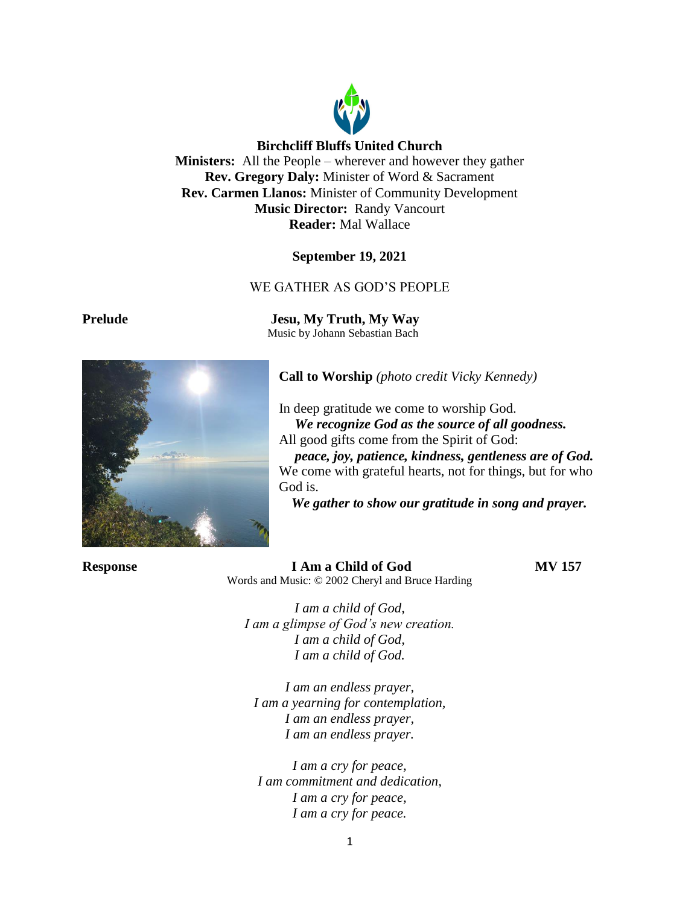**Birchcliff Bluffs United Church**
**Ministers:** All the People – wherever and however they gather
**Rev. Gregory Daly:** Minister of Word & Sacrament
**Rev. Carmen Llanos:** Minister of Community Development
**Music Director:** Randy Vancourt
**Reader:** Mal Wallace

**September 19, 2021**

WE GATHER AS GOD'S PEOPLE

**Prelude** **Jesu, My Truth, My Way**
Music by Johann Sebastian Bach

**Call to Worship** *(photo credit Vicky Kennedy)*

In deep gratitude we come to worship God.
***We recognize God as the source of all goodness.***
All good gifts come from the Spirit of God:
***peace, joy, patience, kindness, gentleness are of God.***
We come with grateful hearts, not for things, but for who God is.
***We gather to show our gratitude in song and prayer.***

**Response** **I Am a Child of God** **MV 157**
Words and Music: © 2002 Cheryl and Bruce Harding

*I am a child of God,*
*I am a glimpse of God's new creation.*
*I am a child of God,*
*I am a child of God.*

*I am an endless prayer,*
*I am a yearning for contemplation,*
*I am an endless prayer,*
*I am an endless prayer.*

*I am a cry for peace,*
*I am commitment and dedication,*
*I am a cry for peace,*
*I am a cry for peace.*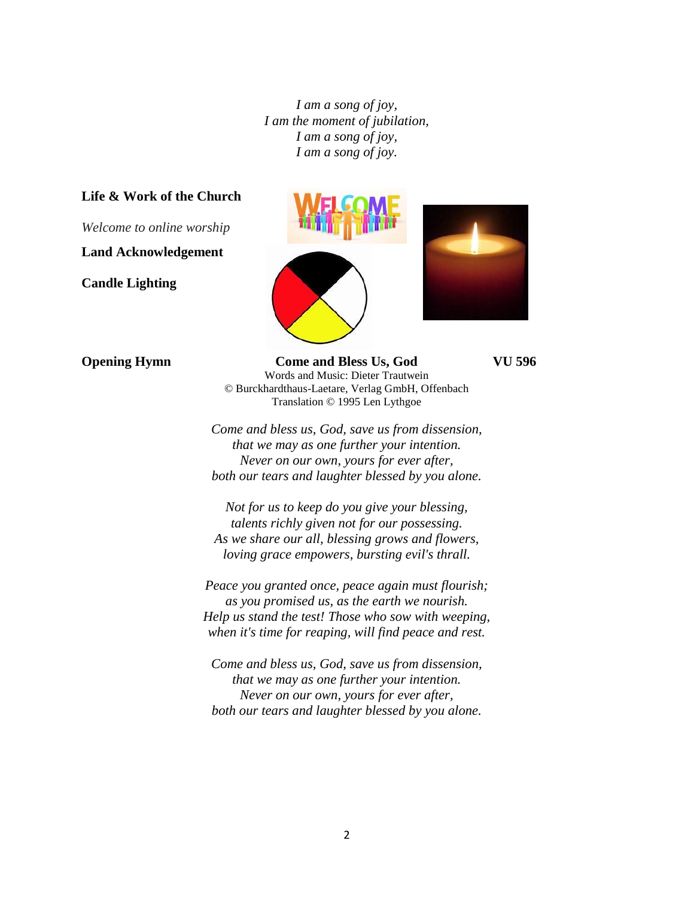*I am a song of joy,*
*I am the moment of jubilation,*
*I am a song of joy,*
*I am a song of joy.*

**Life & Work of the Church**

*Welcome to online worship*

**Land Acknowledgement**

**Candle Lighting**

**Opening Hymn** **Come and Bless Us, God** **VU 596**

Words and Music: Dieter Trautwein
© Burckhardthaus-Laetare, Verlag GmbH, Offenbach
Translation © 1995 Len Lythgoe

*Come and bless us, God, save us from dissension,*
*that we may as one further your intention.*
*Never on our own, yours for ever after,*
*both our tears and laughter blessed by you alone.*

*Not for us to keep do you give your blessing,*
*talents richly given not for our possessing.*
*As we share our all, blessing grows and flowers,*
*loving grace empowers, bursting evil's thrall.*

*Peace you granted once, peace again must flourish;*
*as you promised us, as the earth we nourish.*
*Help us stand the test! Those who sow with weeping,*
*when it's time for reaping, will find peace and rest.*

*Come and bless us, God, save us from dissension,*
*that we may as one further your intention.*
*Never on our own, yours for ever after,*
*both our tears and laughter blessed by you alone.*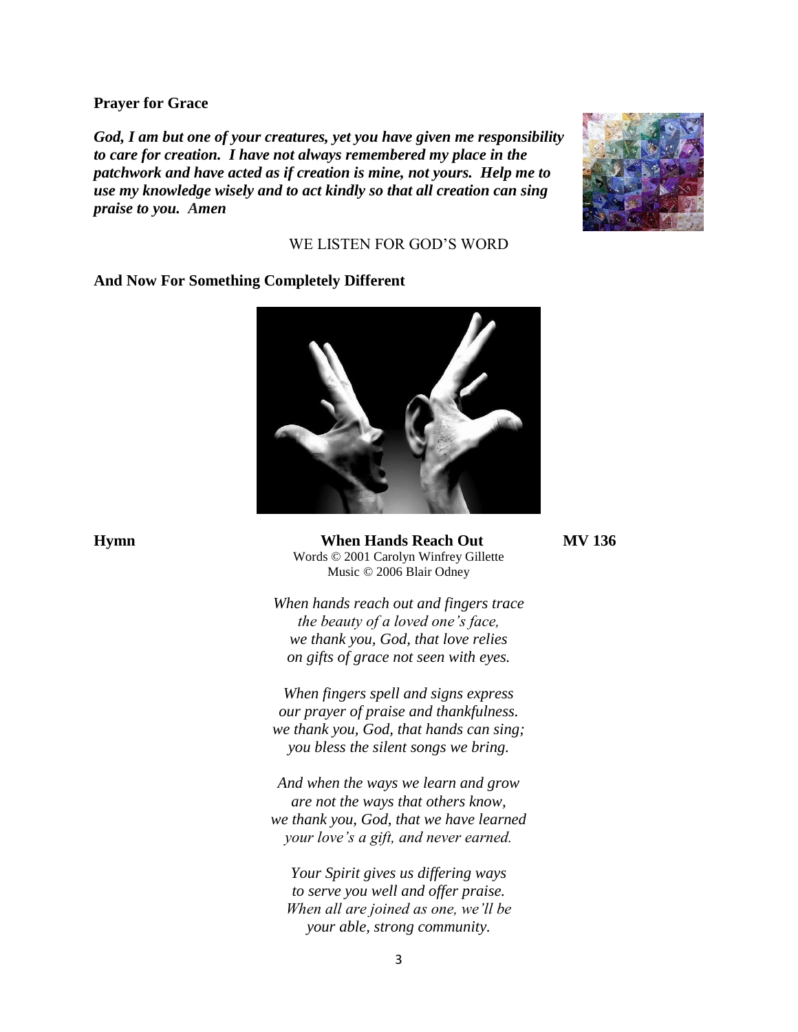**Prayer for Grace**

***God, I am but one of your creatures, yet you have given me responsibility to care for creation. I have not always remembered my place in the patchwork and have acted as if creation is mine, not yours. Help me to use my knowledge wisely and to act kindly so that all creation can sing praise to you. Amen***

WE LISTEN FOR GOD'S WORD

**And Now For Something Completely Different**

**Hymn** **When Hands Reach Out** **MV 136**

Words © 2001 Carolyn Winfrey Gillette
Music © 2006 Blair Odney

*When hands reach out and fingers trace*
*the beauty of a loved one's face,*
*we thank you, God, that love relies*
*on gifts of grace not seen with eyes.*

*When fingers spell and signs express*
*our prayer of praise and thankfulness.*
*we thank you, God, that hands can sing;*
*you bless the silent songs we bring.*

*And when the ways we learn and grow*
*are not the ways that others know,*
*we thank you, God, that we have learned*
*your love's a gift, and never earned.*

*Your Spirit gives us differing ways*
*to serve you well and offer praise.*
*When all are joined as one, we'll be*
*your able, strong community.*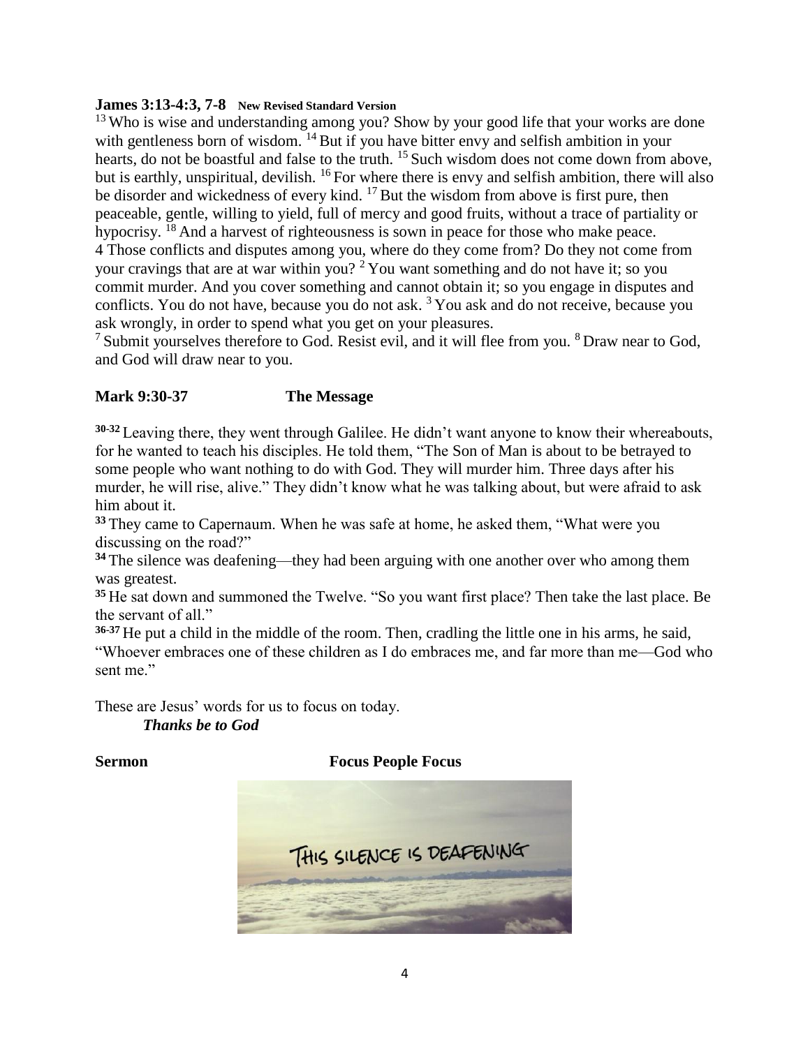**James 3:13-4:3, 7-8** **New Revised Standard Version**

[13] Who is wise and understanding among you? Show by your good life that your works are done with gentleness born of wisdom. [14] But if you have bitter envy and selfish ambition in your hearts, do not be boastful and false to the truth. [15] Such wisdom does not come down from above, but is earthly, unspiritual, devilish. [16] For where there is envy and selfish ambition, there will also be disorder and wickedness of every kind. [17] But the wisdom from above is first pure, then peaceable, gentle, willing to yield, full of mercy and good fruits, without a trace of partiality or hypocrisy. [18] And a harvest of righteousness is sown in peace for those who make peace.
4 Those conflicts and disputes among you, where do they come from? Do they not come from your cravings that are at war within you? [2] You want something and do not have it; so you commit murder. And you cover something and cannot obtain it; so you engage in disputes and conflicts. You do not have, because you do not ask. [3] You ask and do not receive, because you ask wrongly, in order to spend what you get on your pleasures.
[7] Submit yourselves therefore to God. Resist evil, and it will flee from you. [8] Draw near to God, and God will draw near to you.

**Mark 9:30-37** **The Message**

**30-32** Leaving there, they went through Galilee. He didn't want anyone to know their whereabouts, for he wanted to teach his disciples. He told them, "The Son of Man is about to be betrayed to some people who want nothing to do with God. They will murder him. Three days after his murder, he will rise, alive." They didn't know what he was talking about, but were afraid to ask him about it.
**33** They came to Capernaum. When he was safe at home, he asked them, "What were you discussing on the road?"
**34** The silence was deafening—they had been arguing with one another over who among them was greatest.
**35** He sat down and summoned the Twelve. "So you want first place? Then take the last place. Be the servant of all."
**36-37** He put a child in the middle of the room. Then, cradling the little one in his arms, he said, "Whoever embraces one of these children as I do embraces me, and far more than me—God who sent me."

These are Jesus' words for us to focus on today.
***Thanks be to God***

**Sermon** **Focus People Focus**

THIS SILENCE IS DEAFENING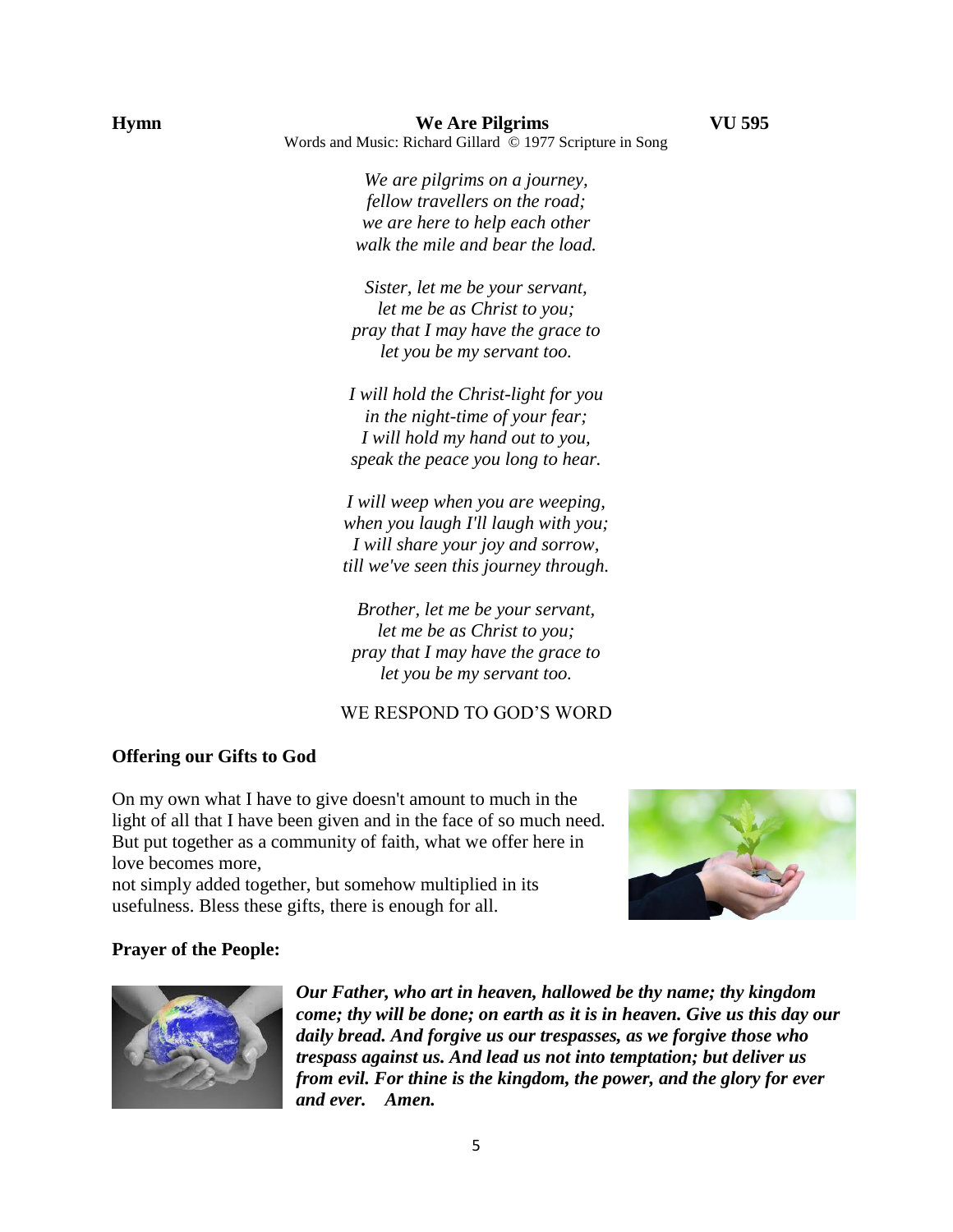**Hymn** **We Are Pilgrims** **VU 595**

Words and Music: Richard Gillard © 1977 Scripture in Song

*We are pilgrims on a journey,*
*fellow travellers on the road;*
*we are here to help each other*
*walk the mile and bear the load.*

*Sister, let me be your servant,*
*let me be as Christ to you;*
*pray that I may have the grace to*
*let you be my servant too.*

*I will hold the Christ-light for you*
*in the night-time of your fear;*
*I will hold my hand out to you,*
*speak the peace you long to hear.*

*I will weep when you are weeping,*
*when you laugh I'll laugh with you;*
*I will share your joy and sorrow,*
*till we've seen this journey through.*

*Brother, let me be your servant,*
*let me be as Christ to you;*
*pray that I may have the grace to*
*let you be my servant too.*

WE RESPOND TO GOD'S WORD

**Offering our Gifts to God**

On my own what I have to give doesn't amount to much in the light of all that I have been given and in the face of so much need. But put together as a community of faith, what we offer here in love becomes more,
not simply added together, but somehow multiplied in its usefulness. Bless these gifts, there is enough for all.

**Prayer of the People:**

***Our Father, who art in heaven, hallowed be thy name; thy kingdom come; thy will be done; on earth as it is in heaven. Give us this day our daily bread. And forgive us our trespasses, as we forgive those who trespass against us. And lead us not into temptation; but deliver us from evil. For thine is the kingdom, the power, and the glory for ever and ever. Amen.***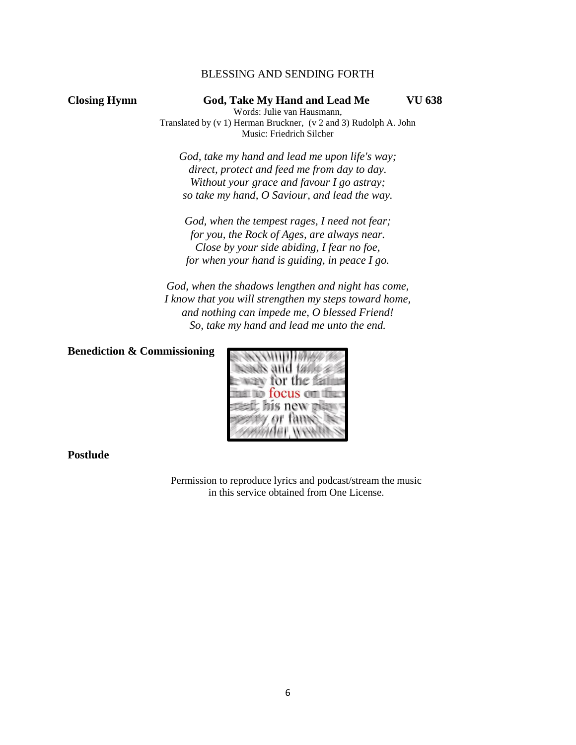## BLESSING AND SENDING FORTH

**Closing Hymn** **God, Take My Hand and Lead Me** **VU 638**

Words: Julie van Hausmann,
Translated by (v 1) Herman Bruckner, (v 2 and 3) Rudolph A. John
Music: Friedrich Silcher

*God, take my hand and lead me upon life's way;*
*direct, protect and feed me from day to day.*
*Without your grace and favour I go astray;*
*so take my hand, O Saviour, and lead the way.*

*God, when the tempest rages, I need not fear;*
*for you, the Rock of Ages, are always near.*
*Close by your side abiding, I fear no foe,*
*for when your hand is guiding, in peace I go.*

*God, when the shadows lengthen and night has come,*
*I know that you will strengthen my steps toward home,*
*and nothing can impede me, O blessed Friend!*
*So, take my hand and lead me unto the end.*

**Benediction & Commissioning**

**Postlude**

Permission to reproduce lyrics and podcast/stream the music
in this service obtained from One License.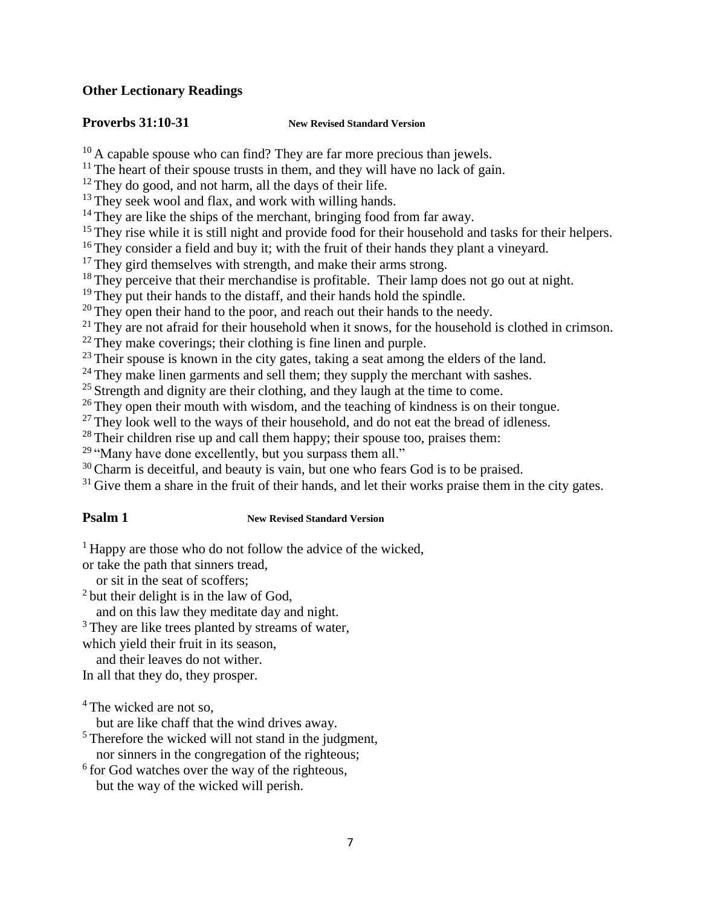**Other Lectionary Readings**

**Proverbs 31:10-31** **New Revised Standard Version**

[10] A capable spouse who can find? They are far more precious than jewels.
[11] The heart of their spouse trusts in them, and they will have no lack of gain.
[12] They do good, and not harm, all the days of their life.
[13] They seek wool and flax, and work with willing hands.
[14] They are like the ships of the merchant, bringing food from far away.
[15] They rise while it is still night and provide food for their household and tasks for their helpers.
[16] They consider a field and buy it; with the fruit of their hands they plant a vineyard.
[17] They gird themselves with strength, and make their arms strong.
[18] They perceive that their merchandise is profitable. Their lamp does not go out at night.
[19] They put their hands to the distaff, and their hands hold the spindle.
[20] They open their hand to the poor, and reach out their hands to the needy.
[21] They are not afraid for their household when it snows, for the household is clothed in crimson.
[22] They make coverings; their clothing is fine linen and purple.
[23] Their spouse is known in the city gates, taking a seat among the elders of the land.
[24] They make linen garments and sell them; they supply the merchant with sashes.
[25] Strength and dignity are their clothing, and they laugh at the time to come.
[26] They open their mouth with wisdom, and the teaching of kindness is on their tongue.
[27] They look well to the ways of their household, and do not eat the bread of idleness.
[28] Their children rise up and call them happy; their spouse too, praises them:
[29] "Many have done excellently, but you surpass them all."
[30] Charm is deceitful, and beauty is vain, but one who fears God is to be praised.
[31] Give them a share in the fruit of their hands, and let their works praise them in the city gates.

**Psalm 1** **New Revised Standard Version**

[1] Happy are those who do not follow the advice of the wicked,
or take the path that sinners tread,
 or sit in the seat of scoffers;
[2] but their delight is in the law of God,
 and on this law they meditate day and night.
[3] They are like trees planted by streams of water,
which yield their fruit in its season,
 and their leaves do not wither.
In all that they do, they prosper.

[4] The wicked are not so,
 but are like chaff that the wind drives away.
[5] Therefore the wicked will not stand in the judgment,
 nor sinners in the congregation of the righteous;
[6] for God watches over the way of the righteous,
 but the way of the wicked will perish.